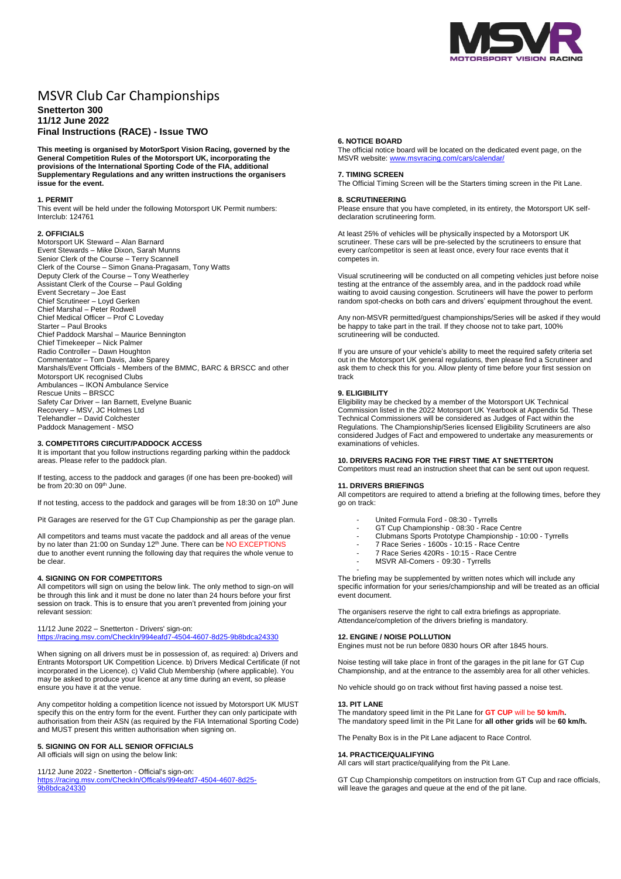# MSVR Club Car Championships

**Snetterton 300**
**11/12 June 2022**
**Final Instructions (RACE) - Issue TWO**

**This meeting is organised by MotorSport Vision Racing, governed by the General Competition Rules of the Motorsport UK, incorporating the provisions of the International Sporting Code of the FIA, additional Supplementary Regulations and any written instructions the organisers issue for the event.**

### 1. PERMIT

This event will be held under the following Motorsport UK Permit numbers:
Interclub: 124761

### 2. OFFICIALS

Motorsport UK Steward – Alan Barnard
Event Stewards – Mike Dixon, Sarah Munns
Senior Clerk of the Course – Terry Scannell
Clerk of the Course – Simon Gnana-Pragasam, Tony Watts
Deputy Clerk of the Course – Tony Weatherley
Assistant Clerk of the Course – Paul Golding
Event Secretary – Joe East
Chief Scrutineer – Loyd Gerken
Chief Marshal – Peter Rodwell
Chief Medical Officer – Prof C Loveday
Starter – Paul Brooks
Chief Paddock Marshal – Maurice Bennington
Chief Timekeeper – Nick Palmer
Radio Controller – Dawn Houghton
Commentator – Tom Davis, Jake Sparey
Marshals/Event Officials - Members of the BMMC, BARC & BRSCC and other Motorsport UK recognised Clubs
Ambulances – IKON Ambulance Service
Rescue Units – BRSCC
Safety Car Driver – Ian Barnett, Evelyne Buanic
Recovery – MSV, JC Holmes Ltd
Telehandler – David Colchester
Paddock Management - MSO

### 3. COMPETITORS CIRCUIT/PADDOCK ACCESS

It is important that you follow instructions regarding parking within the paddock areas. Please refer to the paddock plan.

If testing, access to the paddock and garages (if one has been pre-booked) will be from 20:30 on 09th June.

If not testing, access to the paddock and garages will be from 18:30 on 10th June

Pit Garages are reserved for the GT Cup Championship as per the garage plan.

All competitors and teams must vacate the paddock and all areas of the venue by no later than 21:00 on Sunday 12th June. There can be NO EXCEPTIONS due to another event running the following day that requires the whole venue to be clear.

### 4. SIGNING ON FOR COMPETITORS

All competitors will sign on using the below link. The only method to sign-on will be through this link and it must be done no later than 24 hours before your first session on track. This is to ensure that you aren't prevented from joining your relevant session:

11/12 June 2022 – Snetterton - Drivers' sign-on:
https://racing.msv.com/CheckIn/994eafd7-4504-4607-8d25-9b8bdca24330

When signing on all drivers must be in possession of, as required: a) Drivers and Entrants Motorsport UK Competition Licence. b) Drivers Medical Certificate (if not incorporated in the Licence). c) Valid Club Membership (where applicable). You may be asked to produce your licence at any time during an event, so please ensure you have it at the venue.

Any competitor holding a competition licence not issued by Motorsport UK MUST specify this on the entry form for the event. Further they can only participate with authorisation from their ASN (as required by the FIA International Sporting Code) and MUST present this written authorisation when signing on.

### 5. SIGNING ON FOR ALL SENIOR OFFICIALS

All officials will sign on using the below link:

11/12 June 2022 - Snetterton - Official's sign-on:
https://racing.msv.com/CheckIn/Officals/994eafd7-4504-4607-8d25-9b8bdca24330

### 6. NOTICE BOARD

The official notice board will be located on the dedicated event page, on the MSVR website: www.msvracing.com/cars/calendar/

### 7. TIMING SCREEN

The Official Timing Screen will be the Starters timing screen in the Pit Lane.

### 8. SCRUTINEERING

Please ensure that you have completed, in its entirety, the Motorsport UK self-declaration scrutineering form.

At least 25% of vehicles will be physically inspected by a Motorsport UK scrutineer. These cars will be pre-selected by the scrutineers to ensure that every car/competitor is seen at least once, every four race events that it competes in.

Visual scrutineering will be conducted on all competing vehicles just before noise testing at the entrance of the assembly area, and in the paddock road while waiting to avoid causing congestion. Scrutineers will have the power to perform random spot-checks on both cars and drivers' equipment throughout the event.

Any non-MSVR permitted/guest championships/Series will be asked if they would be happy to take part in the trail. If they choose not to take part, 100% scrutineering will be conducted.

If you are unsure of your vehicle's ability to meet the required safety criteria set out in the Motorsport UK general regulations, then please find a Scrutineer and ask them to check this for you. Allow plenty of time before your first session on track

### 9. ELIGIBILITY

Eligibility may be checked by a member of the Motorsport UK Technical Commission listed in the 2022 Motorsport UK Yearbook at Appendix 5d. These Technical Commissioners will be considered as Judges of Fact within the Regulations. The Championship/Series licensed Eligibility Scrutineers are also considered Judges of Fact and empowered to undertake any measurements or examinations of vehicles.

### 10. DRIVERS RACING FOR THE FIRST TIME AT SNETTERTON

Competitors must read an instruction sheet that can be sent out upon request.

### 11. DRIVERS BRIEFINGS

All competitors are required to attend a briefing at the following times, before they go on track:

- United Formula Ford - 08:30 - Tyrrells
- GT Cup Championship - 08:30 - Race Centre
- Clubmans Sports Prototype Championship - 10:00 - Tyrrells
- 7 Race Series - 1600s - 10:15 - Race Centre
- 7 Race Series 420Rs - 10:15 - Race Centre
- MSVR All-Comers - 09:30 - Tyrrells
-

The briefing may be supplemented by written notes which will include any specific information for your series/championship and will be treated as an official event document.

The organisers reserve the right to call extra briefings as appropriate. Attendance/completion of the drivers briefing is mandatory.

### 12. ENGINE / NOISE POLLUTION

Engines must not be run before 0830 hours OR after 1845 hours.

Noise testing will take place in front of the garages in the pit lane for GT Cup Championship, and at the entrance to the assembly area for all other vehicles.

No vehicle should go on track without first having passed a noise test.

### 13. PIT LANE

The mandatory speed limit in the Pit Lane for **GT CUP** will be **50 km/h.**
The mandatory speed limit in the Pit Lane for **all other grids** will be **60 km/h.**

The Penalty Box is in the Pit Lane adjacent to Race Control.

### 14. PRACTICE/QUALIFYING

All cars will start practice/qualifying from the Pit Lane.

GT Cup Championship competitors on instruction from GT Cup and race officials, will leave the garages and queue at the end of the pit lane.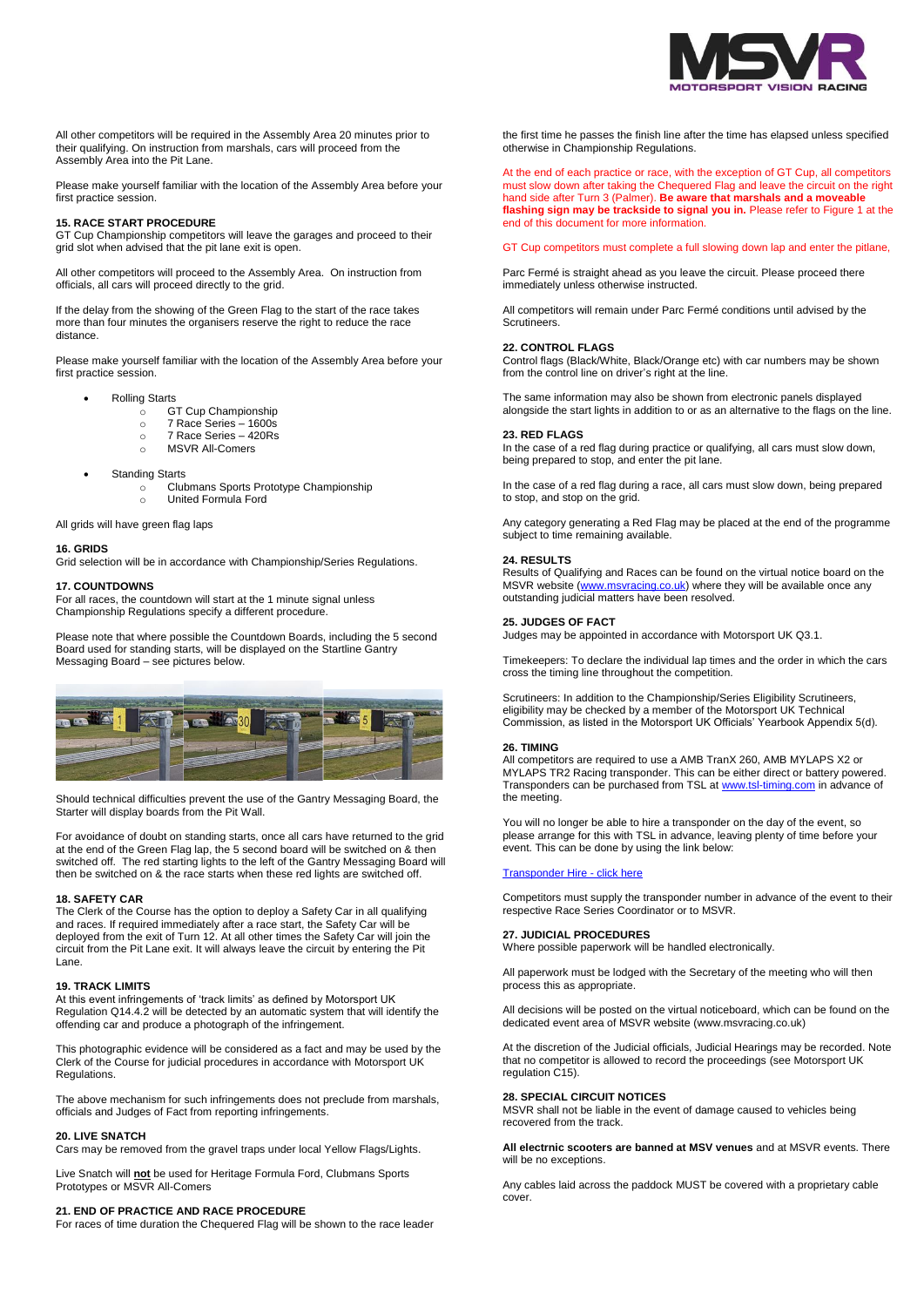All other competitors will be required in the Assembly Area 20 minutes prior to their qualifying. On instruction from marshals, cars will proceed from the Assembly Area into the Pit Lane.

Please make yourself familiar with the location of the Assembly Area before your first practice session.

### 15. RACE START PROCEDURE

GT Cup Championship competitors will leave the garages and proceed to their grid slot when advised that the pit lane exit is open.

All other competitors will proceed to the Assembly Area. On instruction from officials, all cars will proceed directly to the grid.

If the delay from the showing of the Green Flag to the start of the race takes more than four minutes the organisers reserve the right to reduce the race distance.

Please make yourself familiar with the location of the Assembly Area before your first practice session.

- Rolling Starts
  - GT Cup Championship
  - 7 Race Series – 1600s
  - 7 Race Series – 420Rs
  - MSVR All-Comers
- Standing Starts
  - Clubmans Sports Prototype Championship
  - United Formula Ford

All grids will have green flag laps

### 16. GRIDS

Grid selection will be in accordance with Championship/Series Regulations.

### 17. COUNTDOWNS

For all races, the countdown will start at the 1 minute signal unless Championship Regulations specify a different procedure.

Please note that where possible the Countdown Boards, including the 5 second Board used for standing starts, will be displayed on the Startline Gantry Messaging Board – see pictures below.

Should technical difficulties prevent the use of the Gantry Messaging Board, the Starter will display boards from the Pit Wall.

For avoidance of doubt on standing starts, once all cars have returned to the grid at the end of the Green Flag lap, the 5 second board will be switched on & then switched off. The red starting lights to the left of the Gantry Messaging Board will then be switched on & the race starts when these red lights are switched off.

### 18. SAFETY CAR

The Clerk of the Course has the option to deploy a Safety Car in all qualifying and races. If required immediately after a race start, the Safety Car will be deployed from the exit of Turn 12. At all other times the Safety Car will join the circuit from the Pit Lane exit. It will always leave the circuit by entering the Pit Lane.

### 19. TRACK LIMITS

At this event infringements of 'track limits' as defined by Motorsport UK Regulation Q14.4.2 will be detected by an automatic system that will identify the offending car and produce a photograph of the infringement.

This photographic evidence will be considered as a fact and may be used by the Clerk of the Course for judicial procedures in accordance with Motorsport UK Regulations.

The above mechanism for such infringements does not preclude from marshals, officials and Judges of Fact from reporting infringements.

### 20. LIVE SNATCH

Cars may be removed from the gravel traps under local Yellow Flags/Lights.

Live Snatch will **not** be used for Heritage Formula Ford, Clubmans Sports Prototypes or MSVR All-Comers

### 21. END OF PRACTICE AND RACE PROCEDURE

For races of time duration the Chequered Flag will be shown to the race leader the first time he passes the finish line after the time has elapsed unless specified otherwise in Championship Regulations.

At the end of each practice or race, with the exception of GT Cup, all competitors must slow down after taking the Chequered Flag and leave the circuit on the right hand side after Turn 3 (Palmer). **Be aware that marshals and a moveable flashing sign may be trackside to signal you in.** Please refer to Figure 1 at the end of this document for more information.

GT Cup competitors must complete a full slowing down lap and enter the pitlane,

Parc Fermé is straight ahead as you leave the circuit. Please proceed there immediately unless otherwise instructed.

All competitors will remain under Parc Fermé conditions until advised by the Scrutineers.

### 22. CONTROL FLAGS

Control flags (Black/White, Black/Orange etc) with car numbers may be shown from the control line on driver's right at the line.

The same information may also be shown from electronic panels displayed alongside the start lights in addition to or as an alternative to the flags on the line.

### 23. RED FLAGS

In the case of a red flag during practice or qualifying, all cars must slow down, being prepared to stop, and enter the pit lane.

In the case of a red flag during a race, all cars must slow down, being prepared to stop, and stop on the grid.

Any category generating a Red Flag may be placed at the end of the programme subject to time remaining available.

### 24. RESULTS

Results of Qualifying and Races can be found on the virtual notice board on the MSVR website (www.msvracing.co.uk) where they will be available once any outstanding judicial matters have been resolved.

### 25. JUDGES OF FACT

Judges may be appointed in accordance with Motorsport UK Q3.1.

Timekeepers: To declare the individual lap times and the order in which the cars cross the timing line throughout the competition.

Scrutineers: In addition to the Championship/Series Eligibility Scrutineers, eligibility may be checked by a member of the Motorsport UK Technical Commission, as listed in the Motorsport UK Officials' Yearbook Appendix 5(d).

### 26. TIMING

All competitors are required to use a AMB TranX 260, AMB MYLAPS X2 or MYLAPS TR2 Racing transponder. This can be either direct or battery powered. Transponders can be purchased from TSL at www.tsl-timing.com in advance of the meeting.

You will no longer be able to hire a transponder on the day of the event, so please arrange for this with TSL in advance, leaving plenty of time before your event. This can be done by using the link below:

Transponder Hire - click here

Competitors must supply the transponder number in advance of the event to their respective Race Series Coordinator or to MSVR.

### 27. JUDICIAL PROCEDURES

Where possible paperwork will be handled electronically.

All paperwork must be lodged with the Secretary of the meeting who will then process this as appropriate.

All decisions will be posted on the virtual noticeboard, which can be found on the dedicated event area of MSVR website (www.msvracing.co.uk)

At the discretion of the Judicial officials, Judicial Hearings may be recorded. Note that no competitor is allowed to record the proceedings (see Motorsport UK regulation C15).

### 28. SPECIAL CIRCUIT NOTICES

MSVR shall not be liable in the event of damage caused to vehicles being recovered from the track.

**All electrnic scooters are banned at MSV venues** and at MSVR events. There will be no exceptions.

Any cables laid across the paddock MUST be covered with a proprietary cable cover.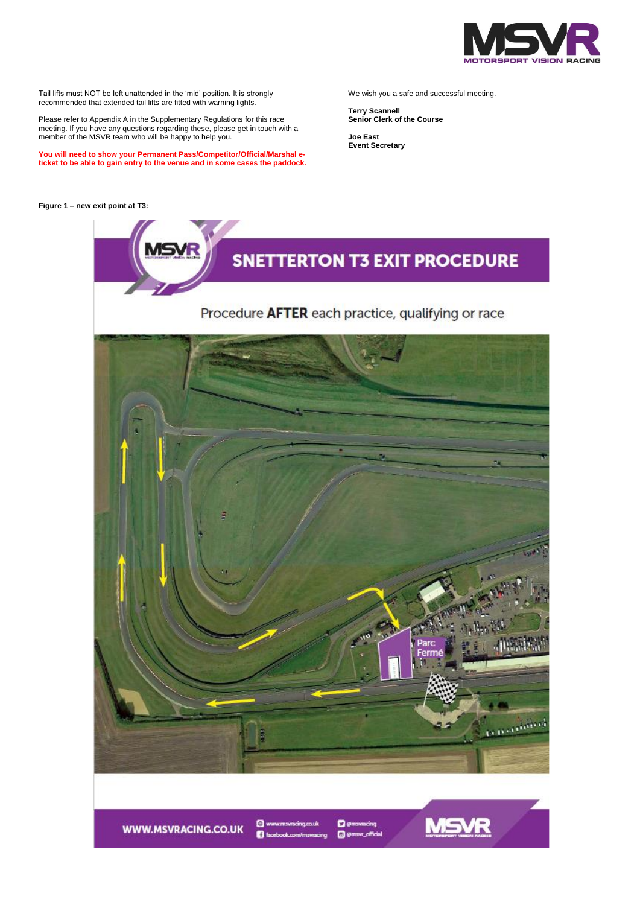Tail lifts must NOT be left unattended in the 'mid' position. It is strongly recommended that extended tail lifts are fitted with warning lights.

Please refer to Appendix A in the Supplementary Regulations for this race meeting. If you have any questions regarding these, please get in touch with a member of the MSVR team who will be happy to help you.

**You will need to show your Permanent Pass/Competitor/Official/Marshal e-ticket to be able to gain entry to the venue and in some cases the paddock.**

We wish you a safe and successful meeting.

**Terry Scannell**
**Senior Clerk of the Course**

**Joe East**
**Event Secretary**

**Figure 1 – new exit point at T3:**

SNETTERTON T3 EXIT PROCEDURE

Procedure **AFTER** each practice, qualifying or race

Parc Fermé

WWW.MSVRACING.CO.UK

www.msvracing.co.uk

facebook.com/msvracing

@msvracing

@msvr_official